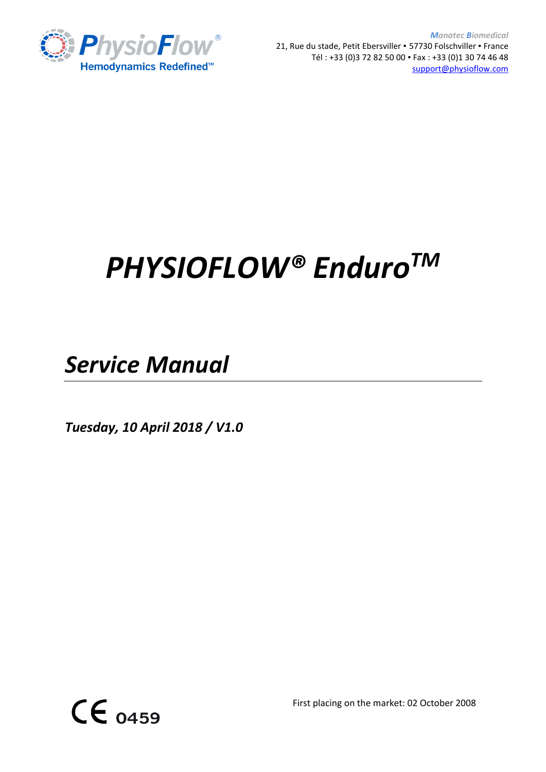PhysioFlow®
Hemodynamics Redefined™

*Manatec Biomedical*
21, Rue du stade, Petit Ebersviller ▪ 57730 Folschviller ▪ France
Tél : +33 (0)3 72 82 50 00 ▪ Fax : +33 (0)1 30 74 46 48
support@physioflow.com

# *PHYSIOFLOW® Enduro™*

## *Service Manual*

***Tuesday, 10 April 2018 / V1.0***

CE 0459

First placing on the market: 02 October 2008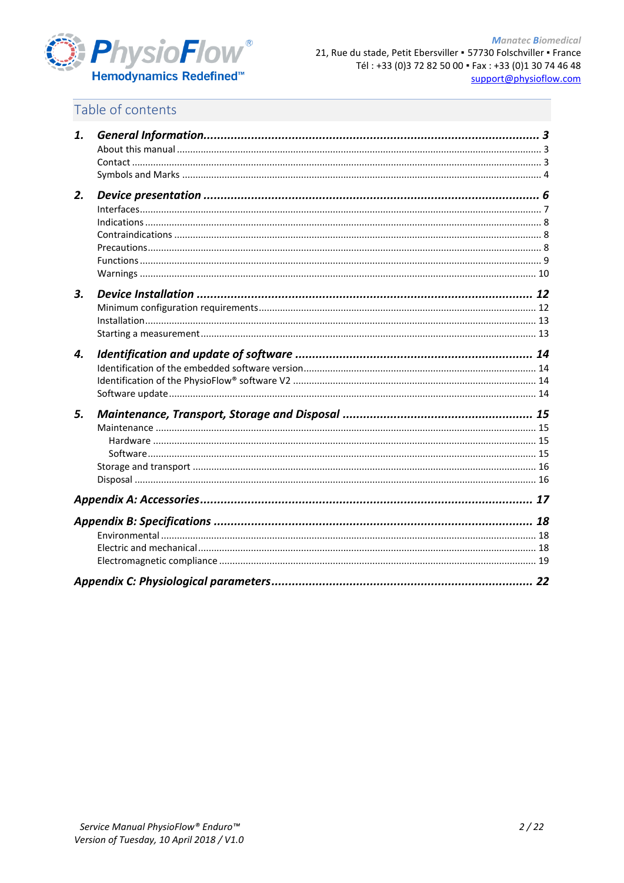# Table of contents

**1. General Information** ..... **3**
- About this manual ..... 3
- Contact ..... 3
- Symbols and Marks ..... 4

**2. Device presentation** ..... **6**
- Interfaces ..... 7
- Indications ..... 8
- Contraindications ..... 8
- Precautions ..... 8
- Functions ..... 9
- Warnings ..... 10

**3. Device Installation** ..... **12**
- Minimum configuration requirements ..... 12
- Installation ..... 13
- Starting a measurement ..... 13

**4. Identification and update of software** ..... **14**
- Identification of the embedded software version ..... 14
- Identification of the PhysioFlow® software V2 ..... 14
- Software update ..... 14

**5. Maintenance, Transport, Storage and Disposal** ..... **15**
- Maintenance ..... 15
  - Hardware ..... 15
  - Software ..... 15
- Storage and transport ..... 16
- Disposal ..... 16

**Appendix A: Accessories** ..... **17**

**Appendix B: Specifications** ..... **18**
- Environmental ..... 18
- Electric and mechanical ..... 18
- Electromagnetic compliance ..... 19

**Appendix C: Physiological parameters** ..... **22**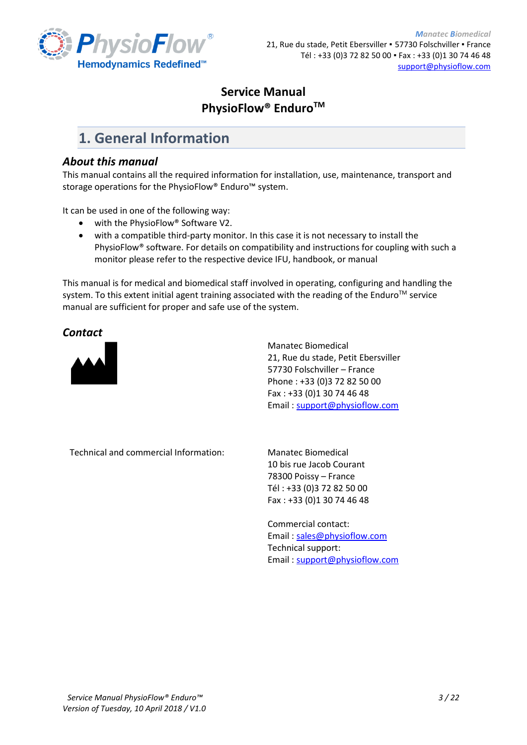# Service Manual
# PhysioFlow® Enduro™

## 1. General Information

### *About this manual*

This manual contains all the required information for installation, use, maintenance, transport and storage operations for the PhysioFlow® Enduro™ system.

It can be used in one of the following way:

- with the PhysioFlow® Software V2.
- with a compatible third-party monitor. In this case it is not necessary to install the PhysioFlow® software. For details on compatibility and instructions for coupling with such a monitor please refer to the respective device IFU, handbook, or manual

This manual is for medical and biomedical staff involved in operating, configuring and handling the system. To this extent initial agent training associated with the reading of the Enduro™ service manual are sufficient for proper and safe use of the system.

### *Contact*

Manatec Biomedical
21, Rue du stade, Petit Ebersviller
57730 Folschviller – France
Phone : +33 (0)3 72 82 50 00
Fax : +33 (0)1 30 74 46 48
Email : support@physioflow.com

Technical and commercial Information:

Manatec Biomedical
10 bis rue Jacob Courant
78300 Poissy – France
Tél : +33 (0)3 72 82 50 00
Fax : +33 (0)1 30 74 46 48

Commercial contact:
Email : sales@physioflow.com
Technical support:
Email : support@physioflow.com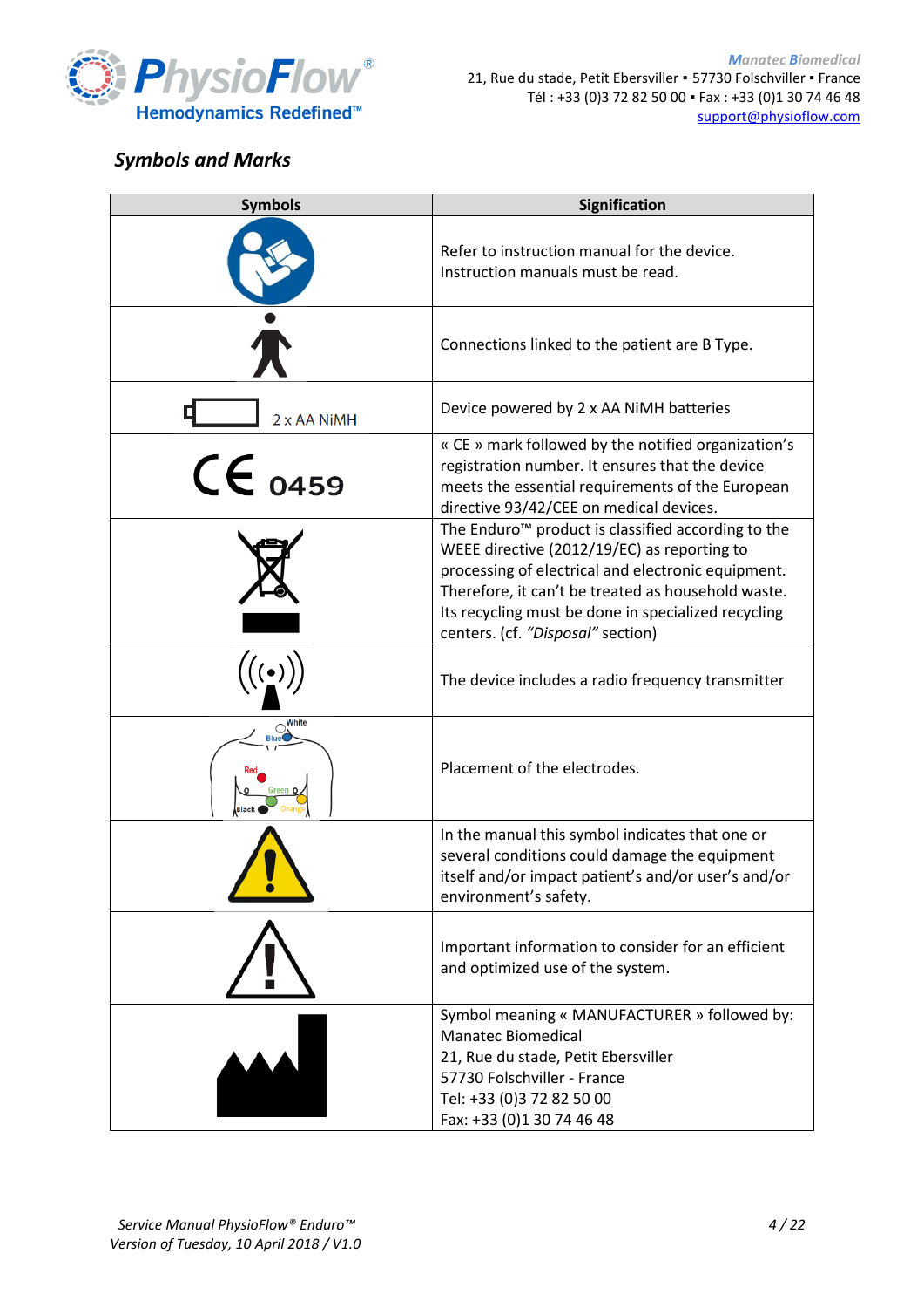## *Symbols and Marks*

| Symbols | Signification |
|---|---|
| | Refer to instruction manual for the device. Instruction manuals must be read. |
| | Connections linked to the patient are B Type. |
| 2 x AA NiMH | Device powered by 2 x AA NiMH batteries |
| CE 0459 | « CE » mark followed by the notified organization's registration number. It ensures that the device meets the essential requirements of the European directive 93/42/CEE on medical devices. |
| | The Enduro™ product is classified according to the WEEE directive (2012/19/EC) as reporting to processing of electrical and electronic equipment. Therefore, it can't be treated as household waste. Its recycling must be done in specialized recycling centers. (cf. *"Disposal"* section) |
| | The device includes a radio frequency transmitter |
| White, Blue, Red, Green, Black, Orange | Placement of the electrodes. |
| | In the manual this symbol indicates that one or several conditions could damage the equipment itself and/or impact patient's and/or user's and/or environment's safety. |
| | Important information to consider for an efficient and optimized use of the system. |
| | Symbol meaning « MANUFACTURER » followed by:<br>Manatec Biomedical<br>21, Rue du stade, Petit Ebersviller<br>57730 Folschviller - France<br>Tel: +33 (0)3 72 82 50 00<br>Fax: +33 (0)1 30 74 46 48 |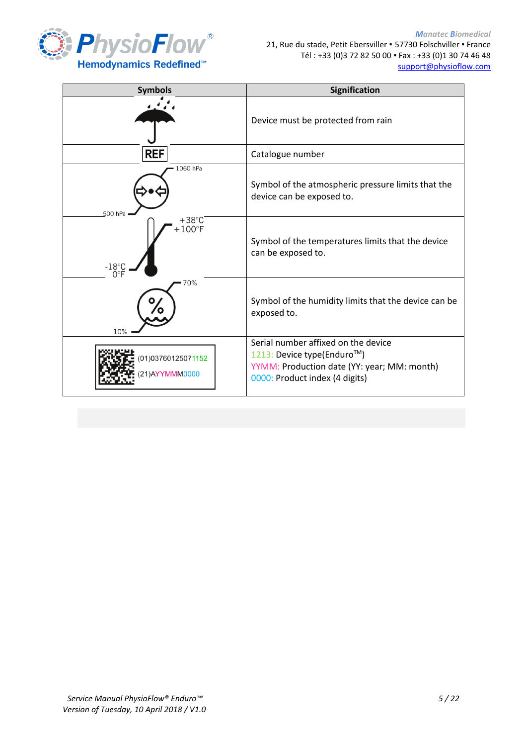| Symbols | Signification |
| --- | --- |
| | Device must be protected from rain |
| REF | Catalogue number |
| 1060 hPa / 500 hPa | Symbol of the atmospheric pressure limits that the device can be exposed to. |
| +38°C +100°F / -18°C 0°F | Symbol of the temperatures limits that the device can be exposed to. |
| 70% / 10% | Symbol of the humidity limits that the device can be exposed to. |
| (01)03760125071152<br>(21)AYYMMM0000 | Serial number affixed on the device<br>1213: Device type(Enduro™)<br>YYMM: Production date (YY: year; MM: month)<br>0000: Product index (4 digits) |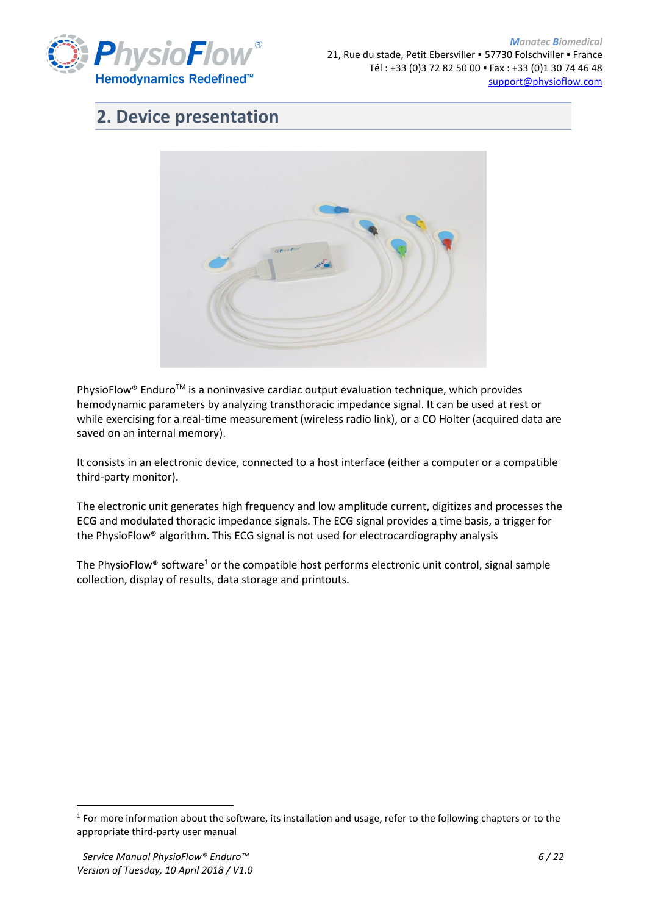## 2. Device presentation

PhysioFlow® Enduro™ is a noninvasive cardiac output evaluation technique, which provides hemodynamic parameters by analyzing transthoracic impedance signal. It can be used at rest or while exercising for a real-time measurement (wireless radio link), or a CO Holter (acquired data are saved on an internal memory).

It consists in an electronic device, connected to a host interface (either a computer or a compatible third-party monitor).

The electronic unit generates high frequency and low amplitude current, digitizes and processes the ECG and modulated thoracic impedance signals. The ECG signal provides a time basis, a trigger for the PhysioFlow® algorithm. This ECG signal is not used for electrocardiography analysis

The PhysioFlow® software[1] or the compatible host performs electronic unit control, signal sample collection, display of results, data storage and printouts.

---

[1] For more information about the software, its installation and usage, refer to the following chapters or to the appropriate third-party user manual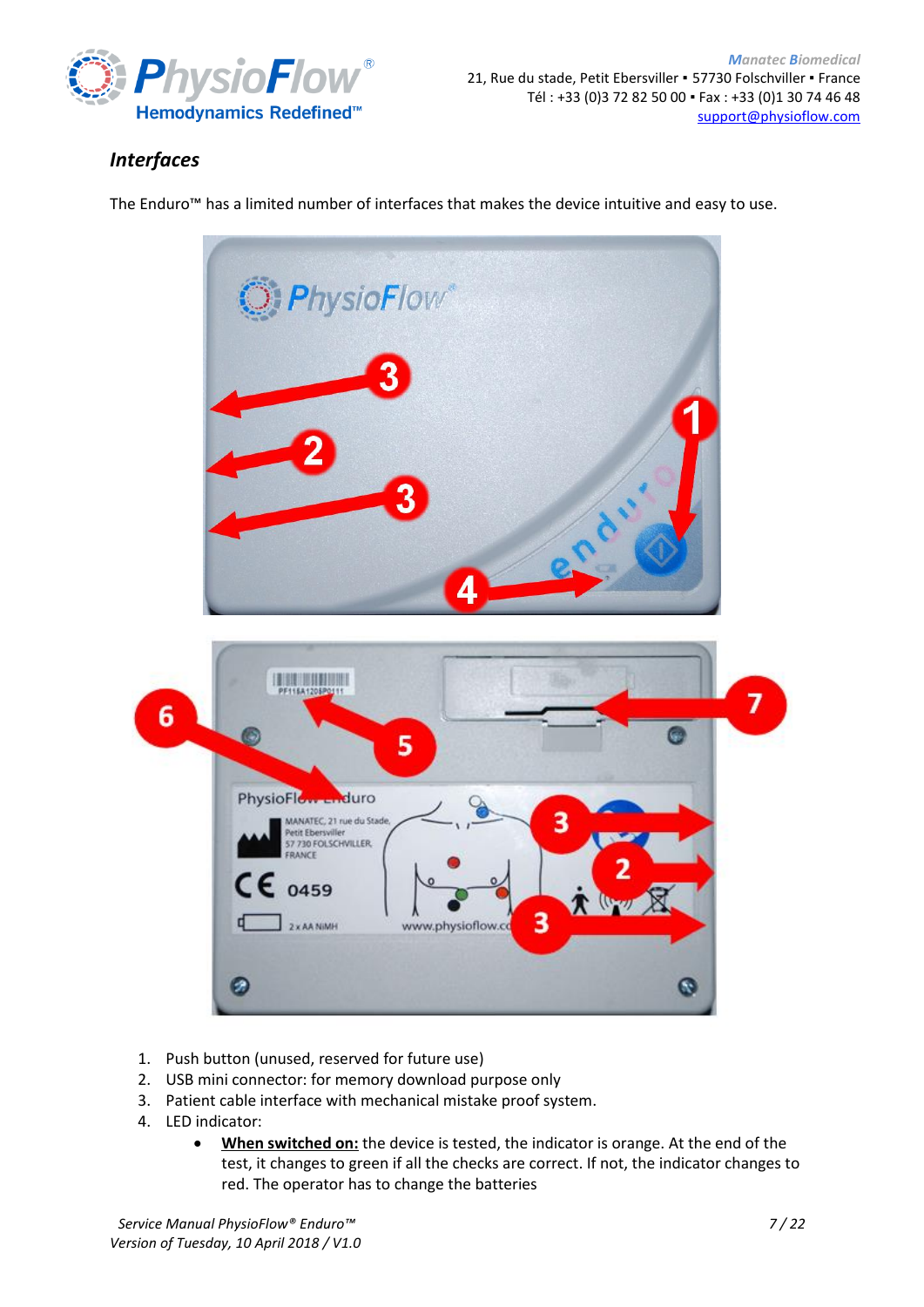## *Interfaces*

The Enduro™ has a limited number of interfaces that makes the device intuitive and easy to use.

1. Push button (unused, reserved for future use)
2. USB mini connector: for memory download purpose only
3. Patient cable interface with mechanical mistake proof system.
4. LED indicator:
   - **When switched on:** the device is tested, the indicator is orange. At the end of the test, it changes to green if all the checks are correct. If not, the indicator changes to red. The operator has to change the batteries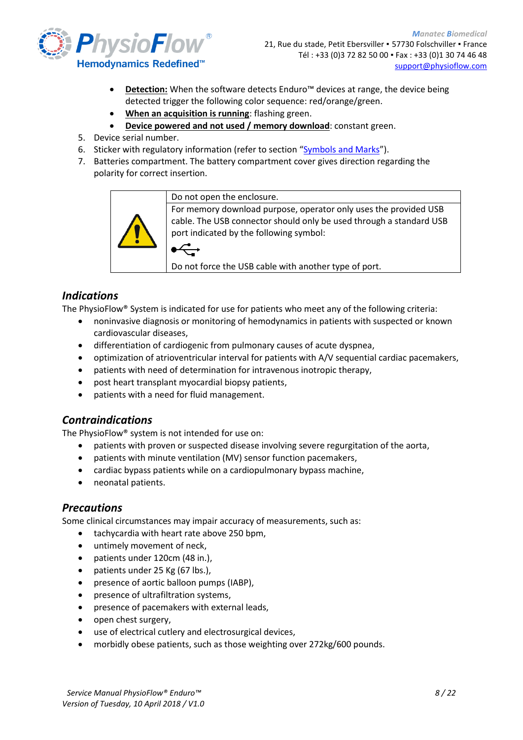- **Detection:** When the software detects Enduro™ devices at range, the device being detected trigger the following color sequence: red/orange/green.
- **When an acquisition is running**: flashing green.
- **Device powered and not used / memory download**: constant green.

5. Device serial number.
6. Sticker with regulatory information (refer to section "Symbols and Marks").
7. Batteries compartment. The battery compartment cover gives direction regarding the polarity for correct insertion.

| ⚠ | Do not open the enclosure. |
|---|---|
| | For memory download purpose, operator only uses the provided USB cable. The USB connector should only be used through a standard USB port indicated by the following symbol: ⭠ (USB symbol) Do not force the USB cable with another type of port. |

## *Indications*

The PhysioFlow® System is indicated for use for patients who meet any of the following criteria:

- noninvasive diagnosis or monitoring of hemodynamics in patients with suspected or known cardiovascular diseases,
- differentiation of cardiogenic from pulmonary causes of acute dyspnea,
- optimization of atrioventricular interval for patients with A/V sequential cardiac pacemakers,
- patients with need of determination for intravenous inotropic therapy,
- post heart transplant myocardial biopsy patients,
- patients with a need for fluid management.

## *Contraindications*

The PhysioFlow® system is not intended for use on:

- patients with proven or suspected disease involving severe regurgitation of the aorta,
- patients with minute ventilation (MV) sensor function pacemakers,
- cardiac bypass patients while on a cardiopulmonary bypass machine,
- neonatal patients.

## *Precautions*

Some clinical circumstances may impair accuracy of measurements, such as:

- tachycardia with heart rate above 250 bpm,
- untimely movement of neck,
- patients under 120cm (48 in.),
- patients under 25 Kg (67 lbs.),
- presence of aortic balloon pumps (IABP),
- presence of ultrafiltration systems,
- presence of pacemakers with external leads,
- open chest surgery,
- use of electrical cutlery and electrosurgical devices,
- morbidly obese patients, such as those weighting over 272kg/600 pounds.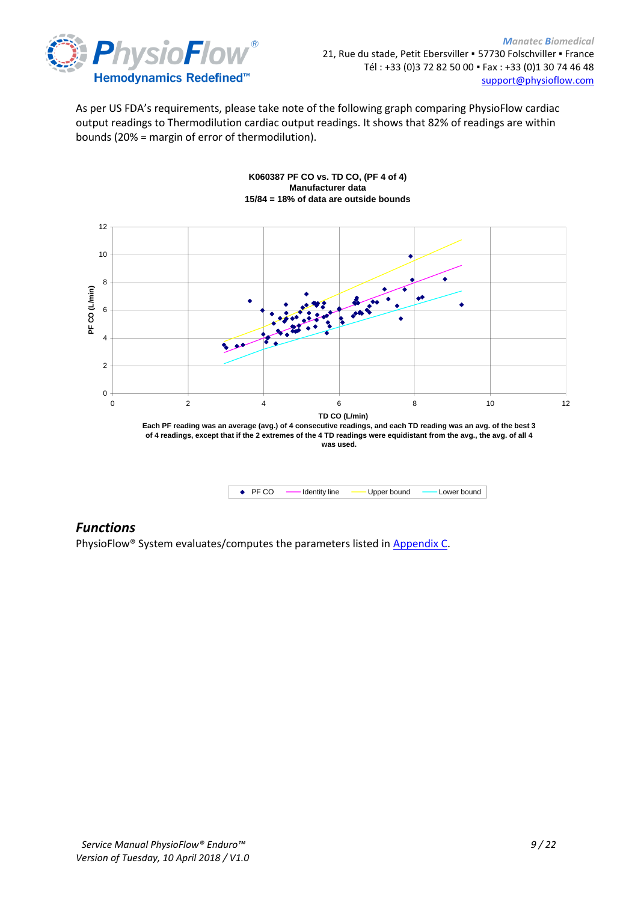As per US FDA's requirements, please take note of the following graph comparing PhysioFlow cardiac output readings to Thermodilution cardiac output readings. It shows that 82% of readings are within bounds (20% = margin of error of thermodilution).

**K060387 PF CO vs. TD CO, (PF 4 of 4)**
**Manufacturer data**
**15/84 = 18% of data are outside bounds**

**Each PF reading was an average (avg.) of 4 consecutive readings, and each TD reading was an avg. of the best 3 of 4 readings, except that if the 2 extremes of the 4 TD readings were equidistant from the avg., the avg. of all 4 was used.**

## *Functions*

PhysioFlow® System evaluates/computes the parameters listed in Appendix C.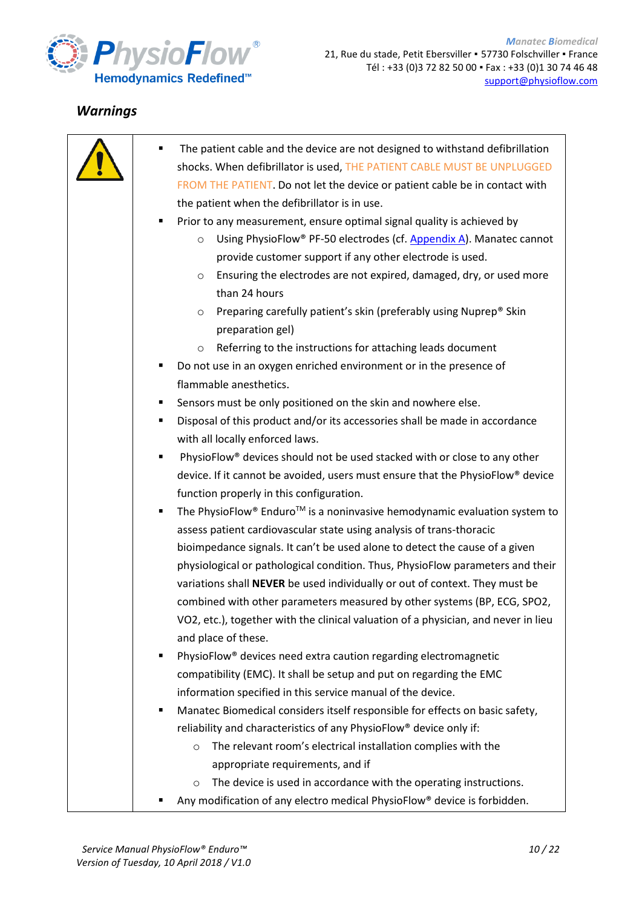## *Warnings*

- The patient cable and the device are not designed to withstand defibrillation shocks. When defibrillator is used, THE PATIENT CABLE MUST BE UNPLUGGED FROM THE PATIENT. Do not let the device or patient cable be in contact with the patient when the defibrillator is in use.
- Prior to any measurement, ensure optimal signal quality is achieved by
  - Using PhysioFlow® PF-50 electrodes (cf. Appendix A). Manatec cannot provide customer support if any other electrode is used.
  - Ensuring the electrodes are not expired, damaged, dry, or used more than 24 hours
  - Preparing carefully patient's skin (preferably using Nuprep® Skin preparation gel)
  - Referring to the instructions for attaching leads document
- Do not use in an oxygen enriched environment or in the presence of flammable anesthetics.
- Sensors must be only positioned on the skin and nowhere else.
- Disposal of this product and/or its accessories shall be made in accordance with all locally enforced laws.
- PhysioFlow® devices should not be used stacked with or close to any other device. If it cannot be avoided, users must ensure that the PhysioFlow® device function properly in this configuration.
- The PhysioFlow® Enduro™ is a noninvasive hemodynamic evaluation system to assess patient cardiovascular state using analysis of trans-thoracic bioimpedance signals. It can't be used alone to detect the cause of a given physiological or pathological condition. Thus, PhysioFlow parameters and their variations shall **NEVER** be used individually or out of context. They must be combined with other parameters measured by other systems (BP, ECG, SPO2, VO2, etc.), together with the clinical valuation of a physician, and never in lieu and place of these.
- PhysioFlow® devices need extra caution regarding electromagnetic compatibility (EMC). It shall be setup and put on regarding the EMC information specified in this service manual of the device.
- Manatec Biomedical considers itself responsible for effects on basic safety, reliability and characteristics of any PhysioFlow® device only if:
  - The relevant room's electrical installation complies with the appropriate requirements, and if
  - The device is used in accordance with the operating instructions.
- Any modification of any electro medical PhysioFlow® device is forbidden.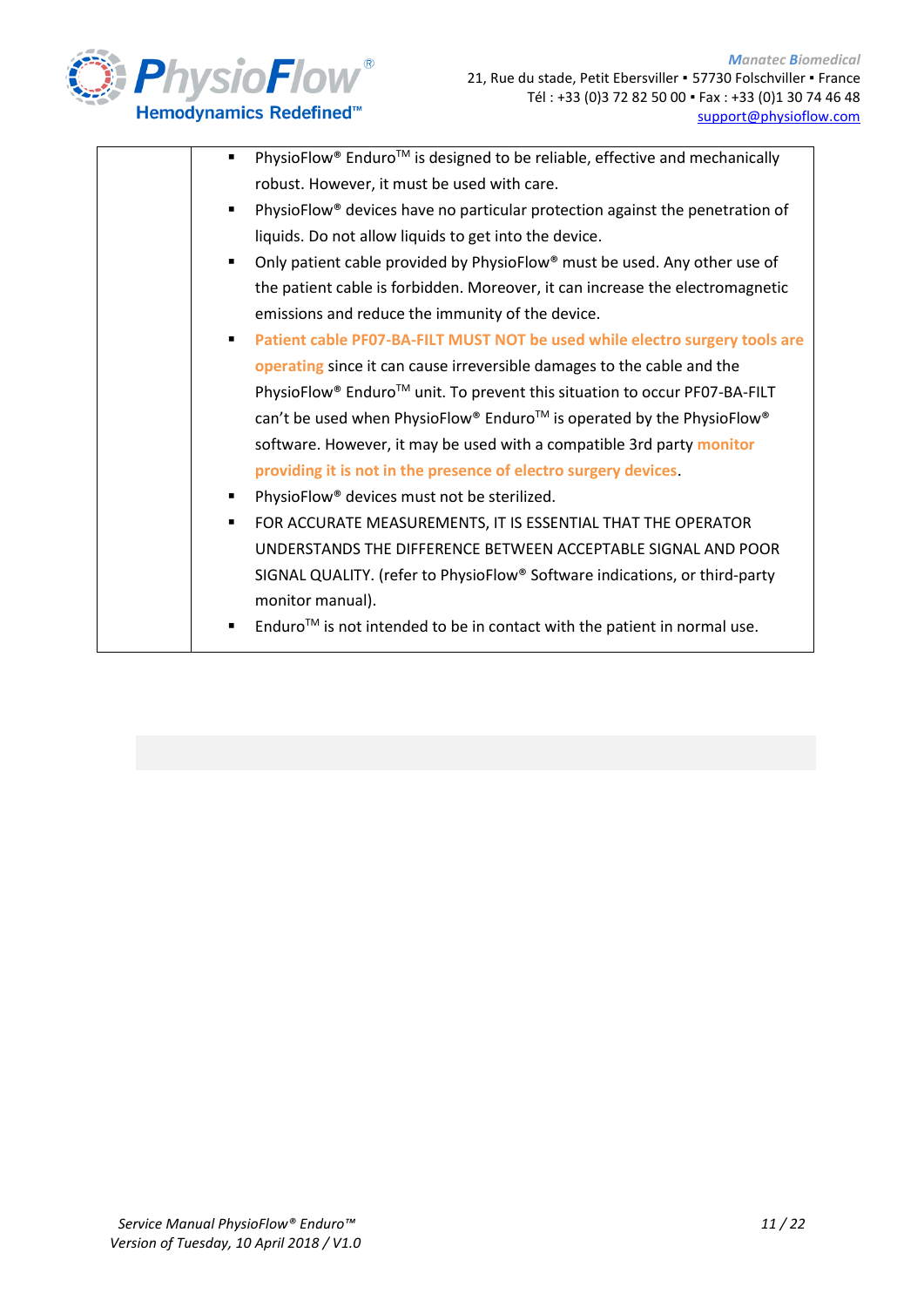|  |  |
|---|---|
|  | - PhysioFlow® Enduro™ is designed to be reliable, effective and mechanically robust. However, it must be used with care.<br>- PhysioFlow® devices have no particular protection against the penetration of liquids. Do not allow liquids to get into the device.<br>- Only patient cable provided by PhysioFlow® must be used. Any other use of the patient cable is forbidden. Moreover, it can increase the electromagnetic emissions and reduce the immunity of the device.<br>- **Patient cable PF07-BA-FILT MUST NOT be used while electro surgery tools are operating** since it can cause irreversible damages to the cable and the PhysioFlow® Enduro™ unit. To prevent this situation to occur PF07-BA-FILT can't be used when PhysioFlow® Enduro™ is operated by the PhysioFlow® software. However, it may be used with a compatible 3rd party **monitor providing it is not in the presence of electro surgery devices**.<br>- PhysioFlow® devices must not be sterilized.<br>- FOR ACCURATE MEASUREMENTS, IT IS ESSENTIAL THAT THE OPERATOR UNDERSTANDS THE DIFFERENCE BETWEEN ACCEPTABLE SIGNAL AND POOR SIGNAL QUALITY. (refer to PhysioFlow® Software indications, or third-party monitor manual).<br>- Enduro™ is not intended to be in contact with the patient in normal use. |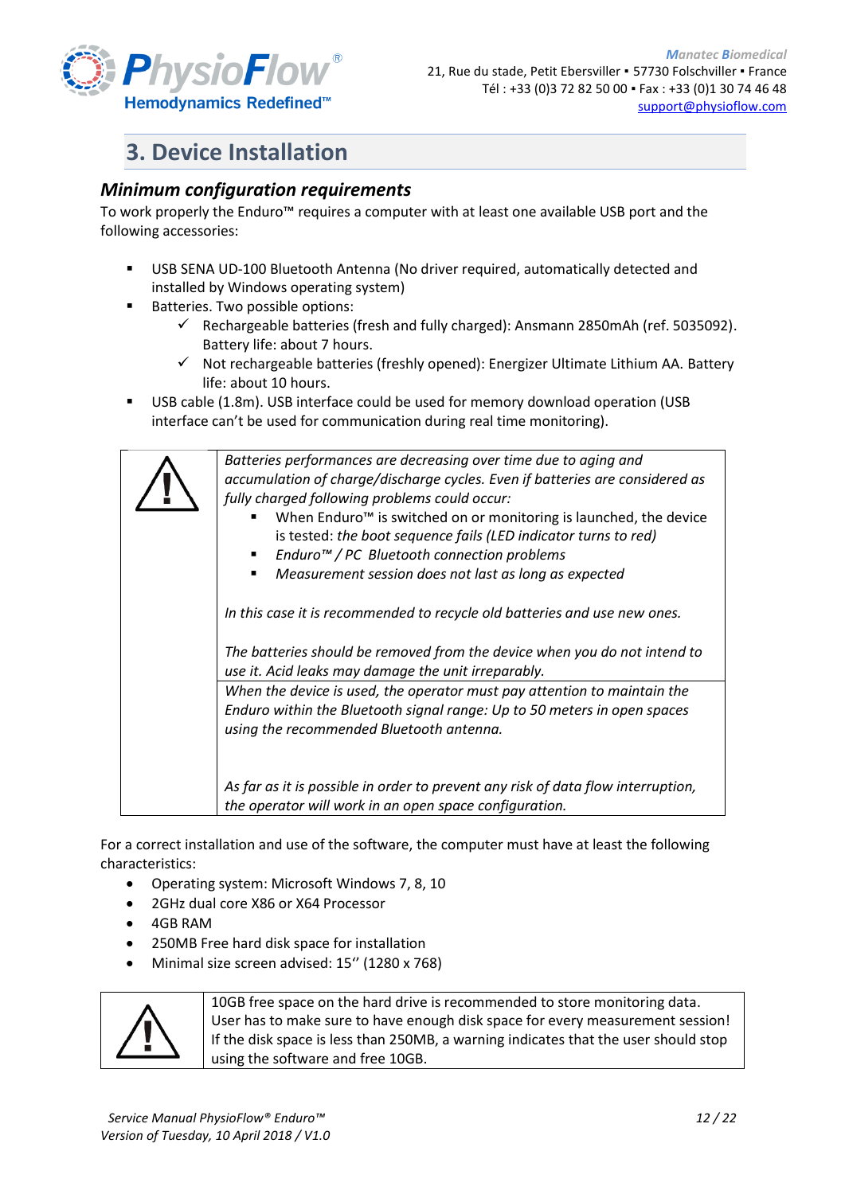# 3. Device Installation

## *Minimum configuration requirements*

To work properly the Enduro™ requires a computer with at least one available USB port and the following accessories:

- USB SENA UD-100 Bluetooth Antenna (No driver required, automatically detected and installed by Windows operating system)
- Batteries. Two possible options:
  - ✓ Rechargeable batteries (fresh and fully charged): Ansmann 2850mAh (ref. 5035092). Battery life: about 7 hours.
  - ✓ Not rechargeable batteries (freshly opened): Energizer Ultimate Lithium AA. Battery life: about 10 hours.
- USB cable (1.8m). USB interface could be used for memory download operation (USB interface can't be used for communication during real time monitoring).

| ⚠ | *Batteries performances are decreasing over time due to aging and accumulation of charge/discharge cycles. Even if batteries are considered as fully charged following problems could occur:*<br>▪ When Enduro™ is switched on or monitoring is launched, the device is tested: *the boot sequence fails (LED indicator turns to red)*<br>▪ *Enduro™ / PC Bluetooth connection problems*<br>▪ *Measurement session does not last as long as expected*<br><br>*In this case it is recommended to recycle old batteries and use new ones.*<br><br>*The batteries should be removed from the device when you do not intend to use it. Acid leaks may damage the unit irreparably.* |
|---|---|
| | *When the device is used, the operator must pay attention to maintain the Enduro within the Bluetooth signal range: Up to 50 meters in open spaces using the recommended Bluetooth antenna.*<br><br>*As far as it is possible in order to prevent any risk of data flow interruption, the operator will work in an open space configuration.* |

For a correct installation and use of the software, the computer must have at least the following characteristics:

- Operating system: Microsoft Windows 7, 8, 10
- 2GHz dual core X86 or X64 Processor
- 4GB RAM
- 250MB Free hard disk space for installation
- Minimal size screen advised: 15'' (1280 x 768)

| ⚠ | 10GB free space on the hard drive is recommended to store monitoring data. User has to make sure to have enough disk space for every measurement session! If the disk space is less than 250MB, a warning indicates that the user should stop using the software and free 10GB. |
|---|---|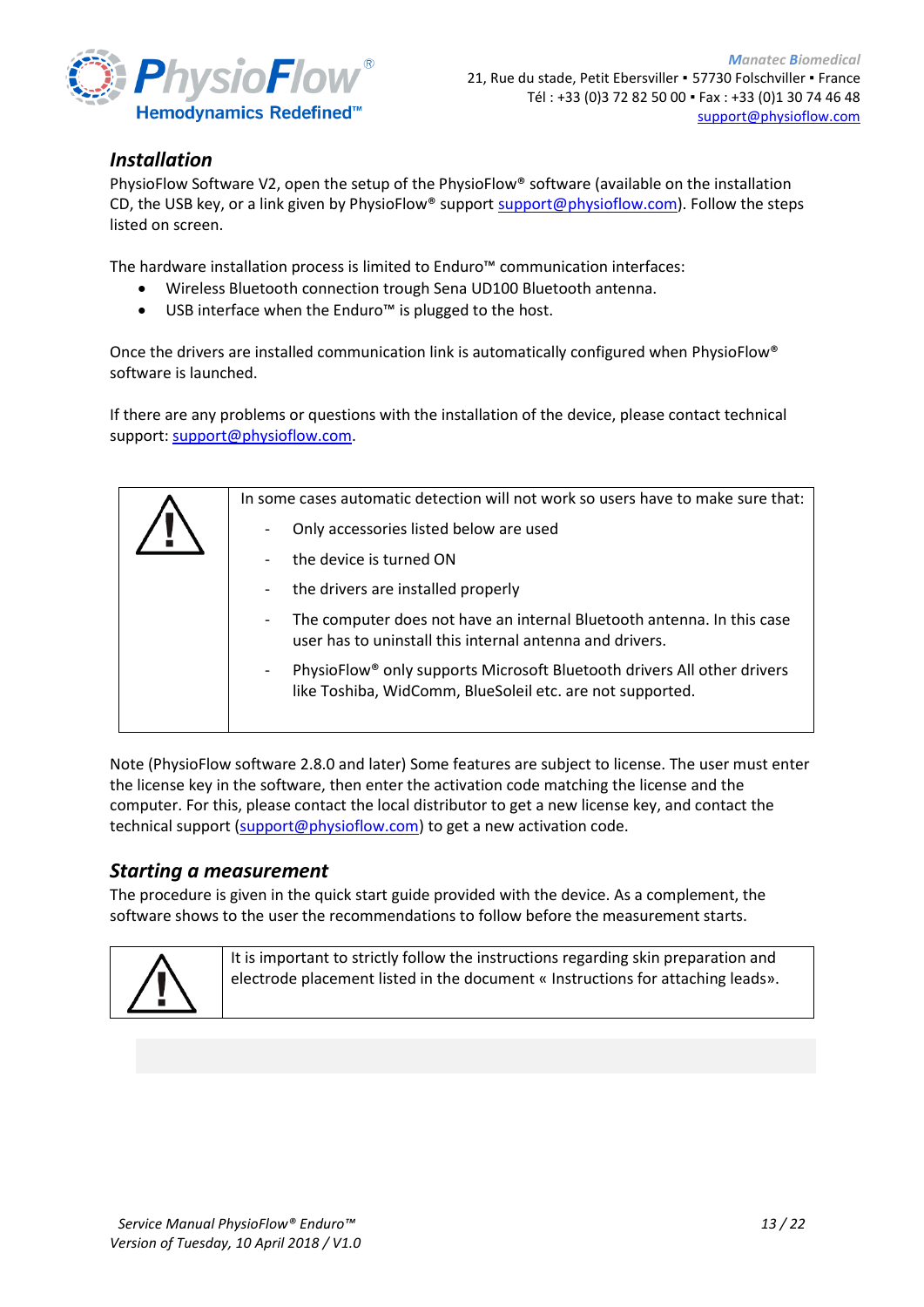## *Installation*

PhysioFlow Software V2, open the setup of the PhysioFlow® software (available on the installation CD, the USB key, or a link given by PhysioFlow® support support@physioflow.com). Follow the steps listed on screen.

The hardware installation process is limited to Enduro™ communication interfaces:

- Wireless Bluetooth connection trough Sena UD100 Bluetooth antenna.
- USB interface when the Enduro™ is plugged to the host.

Once the drivers are installed communication link is automatically configured when PhysioFlow® software is launched.

If there are any problems or questions with the installation of the device, please contact technical support: support@physioflow.com.

| ⚠ | In some cases automatic detection will not work so users have to make sure that:<br>- Only accessories listed below are used<br>- the device is turned ON<br>- the drivers are installed properly<br>- The computer does not have an internal Bluetooth antenna. In this case user has to uninstall this internal antenna and drivers.<br>- PhysioFlow® only supports Microsoft Bluetooth drivers All other drivers like Toshiba, WidComm, BlueSoleil etc. are not supported. |
|---|---|

Note (PhysioFlow software 2.8.0 and later) Some features are subject to license. The user must enter the license key in the software, then enter the activation code matching the license and the computer. For this, please contact the local distributor to get a new license key, and contact the technical support (support@physioflow.com) to get a new activation code.

## *Starting a measurement*

The procedure is given in the quick start guide provided with the device. As a complement, the software shows to the user the recommendations to follow before the measurement starts.

| ⚠ | It is important to strictly follow the instructions regarding skin preparation and electrode placement listed in the document « Instructions for attaching leads». |
|---|---|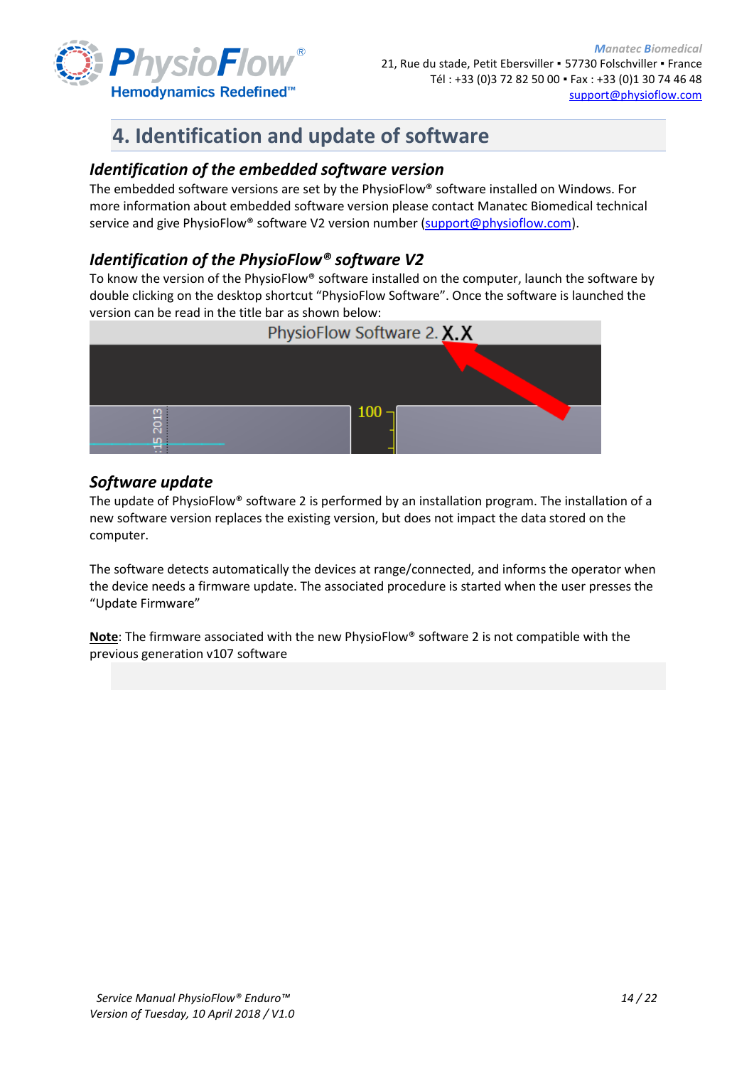## 4. Identification and update of software

### *Identification of the embedded software version*

The embedded software versions are set by the PhysioFlow® software installed on Windows. For more information about embedded software version please contact Manatec Biomedical technical service and give PhysioFlow® software V2 version number (support@physioflow.com).

### *Identification of the PhysioFlow® software V2*

To know the version of the PhysioFlow® software installed on the computer, launch the software by double clicking on the desktop shortcut "PhysioFlow Software". Once the software is launched the version can be read in the title bar as shown below:

### *Software update*

The update of PhysioFlow® software 2 is performed by an installation program. The installation of a new software version replaces the existing version, but does not impact the data stored on the computer.

The software detects automatically the devices at range/connected, and informs the operator when the device needs a firmware update. The associated procedure is started when the user presses the "Update Firmware"

**Note**: The firmware associated with the new PhysioFlow® software 2 is not compatible with the previous generation v107 software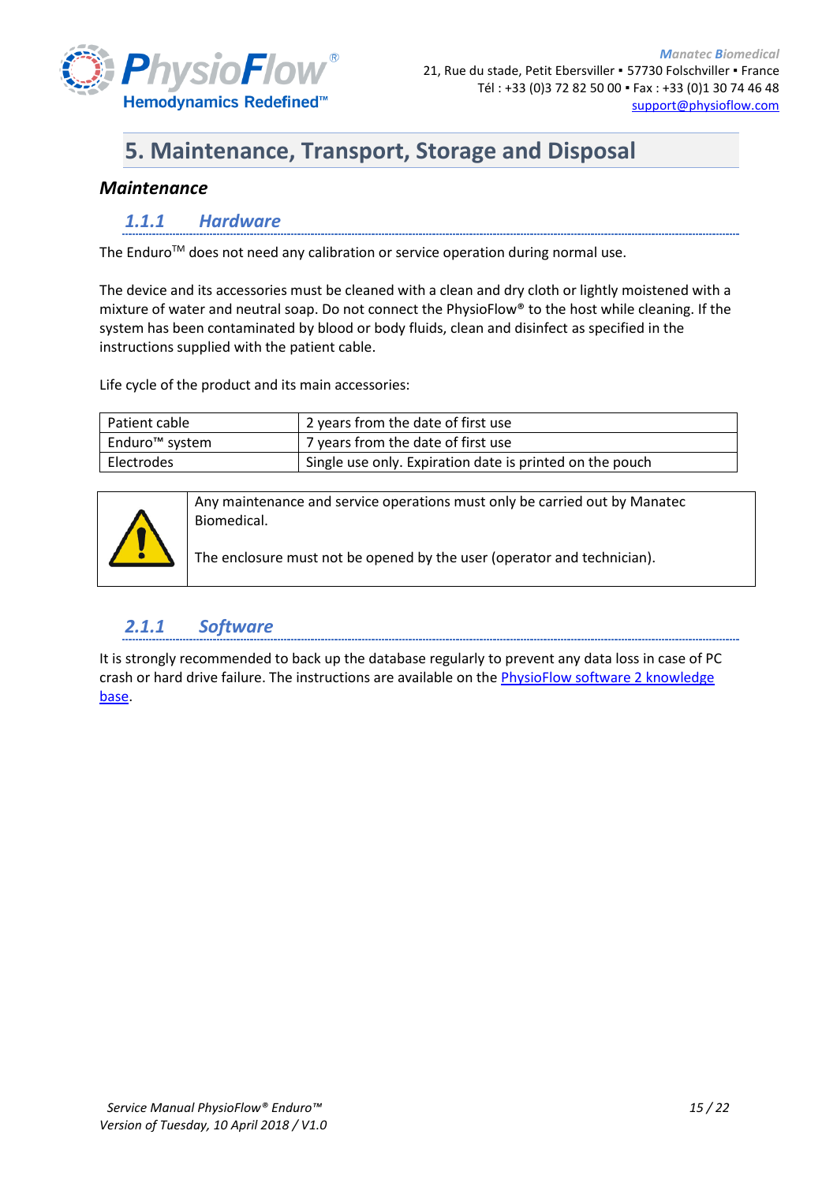# 5. Maintenance, Transport, Storage and Disposal

## Maintenance

### 1.1.1 Hardware

The Enduro™ does not need any calibration or service operation during normal use.

The device and its accessories must be cleaned with a clean and dry cloth or lightly moistened with a mixture of water and neutral soap. Do not connect the PhysioFlow® to the host while cleaning. If the system has been contaminated by blood or body fluids, clean and disinfect as specified in the instructions supplied with the patient cable.

Life cycle of the product and its main accessories:

| Patient cable | 2 years from the date of first use |
|---|---|
| Enduro™ system | 7 years from the date of first use |
| Electrodes | Single use only. Expiration date is printed on the pouch |

| ⚠ | Any maintenance and service operations must only be carried out by Manatec Biomedical.<br><br>The enclosure must not be opened by the user (operator and technician). |
|---|---|

### 2.1.1 Software

It is strongly recommended to back up the database regularly to prevent any data loss in case of PC crash or hard drive failure. The instructions are available on the PhysioFlow software 2 knowledge base.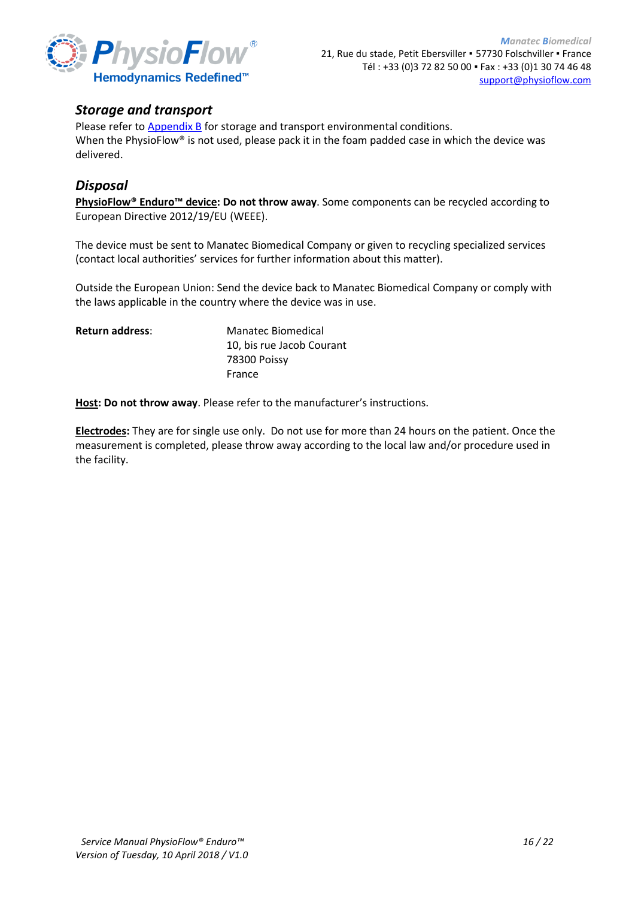## *Storage and transport*

Please refer to Appendix B for storage and transport environmental conditions.
When the PhysioFlow® is not used, please pack it in the foam padded case in which the device was delivered.

## *Disposal*

**PhysioFlow® Enduro™ device: Do not throw away**. Some components can be recycled according to European Directive 2012/19/EU (WEEE).

The device must be sent to Manatec Biomedical Company or given to recycling specialized services (contact local authorities' services for further information about this matter).

Outside the European Union: Send the device back to Manatec Biomedical Company or comply with the laws applicable in the country where the device was in use.

**Return address**:

Manatec Biomedical
10, bis rue Jacob Courant
78300 Poissy
France

**Host: Do not throw away**. Please refer to the manufacturer's instructions.

**Electrodes:** They are for single use only. Do not use for more than 24 hours on the patient. Once the measurement is completed, please throw away according to the local law and/or procedure used in the facility.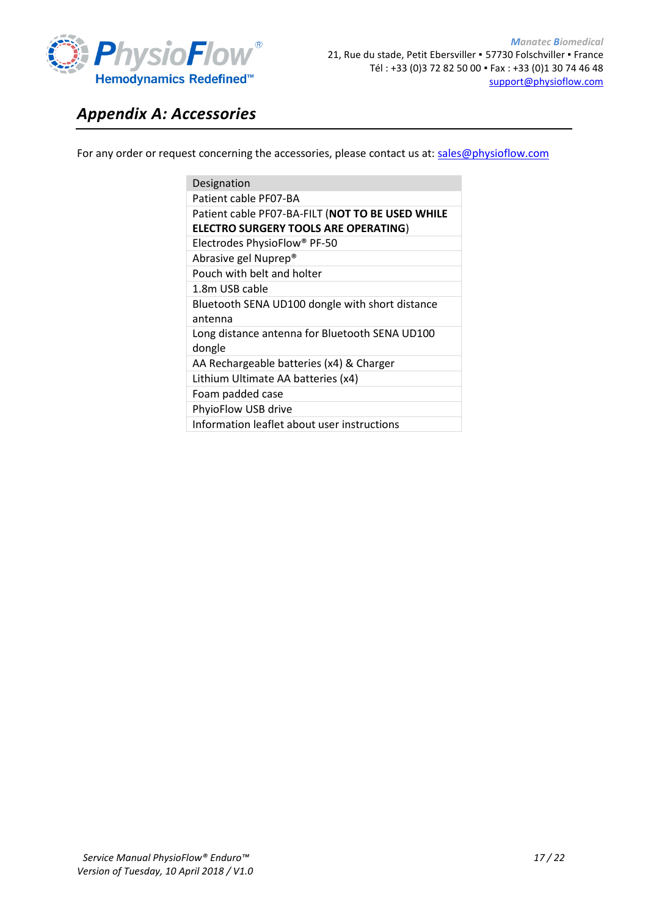## *Appendix A: Accessories*

For any order or request concerning the accessories, please contact us at: sales@physioflow.com

| Designation |
|---|
| Patient cable PF07-BA |
| Patient cable PF07-BA-FILT (**NOT TO BE USED WHILE ELECTRO SURGERY TOOLS ARE OPERATING**) |
| Electrodes PhysioFlow® PF-50 |
| Abrasive gel Nuprep® |
| Pouch with belt and holter |
| 1.8m USB cable |
| Bluetooth SENA UD100 dongle with short distance antenna |
| Long distance antenna for Bluetooth SENA UD100 dongle |
| AA Rechargeable batteries (x4) & Charger |
| Lithium Ultimate AA batteries (x4) |
| Foam padded case |
| PhyioFlow USB drive |
| Information leaflet about user instructions |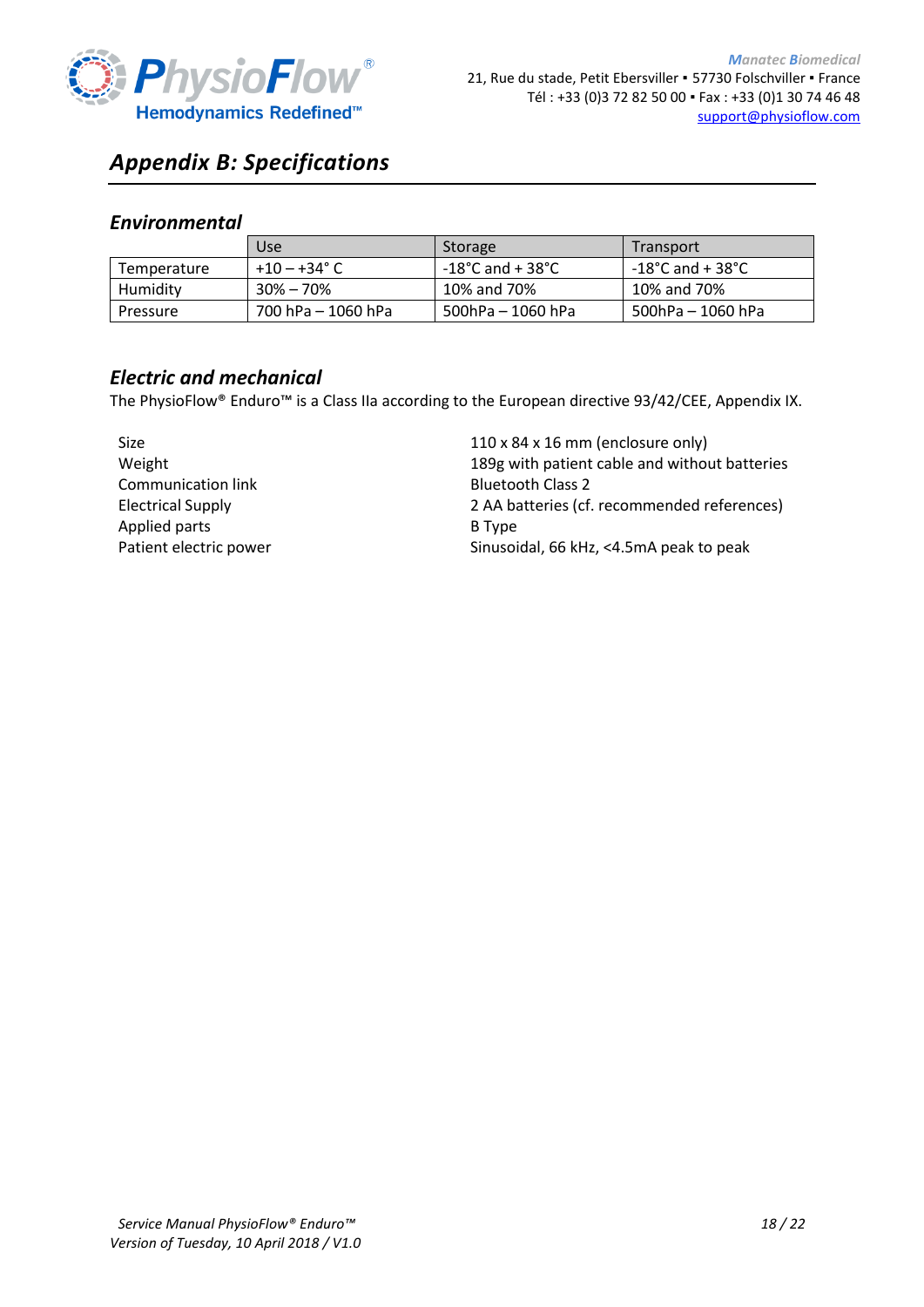# Appendix B: Specifications

## Environmental

| | Use | Storage | Transport |
|---|---|---|---|
| Temperature | +10 – +34° C | -18°C and + 38°C | -18°C and + 38°C |
| Humidity | 30% – 70% | 10% and 70% | 10% and 70% |
| Pressure | 700 hPa – 1060 hPa | 500hPa – 1060 hPa | 500hPa – 1060 hPa |

## Electric and mechanical

The PhysioFlow® Enduro™ is a Class IIa according to the European directive 93/42/CEE, Appendix IX.

| | |
|---|---|
| Size | 110 x 84 x 16 mm (enclosure only) |
| Weight | 189g with patient cable and without batteries |
| Communication link | Bluetooth Class 2 |
| Electrical Supply | 2 AA batteries (cf. recommended references) |
| Applied parts | B Type |
| Patient electric power | Sinusoidal, 66 kHz, <4.5mA peak to peak |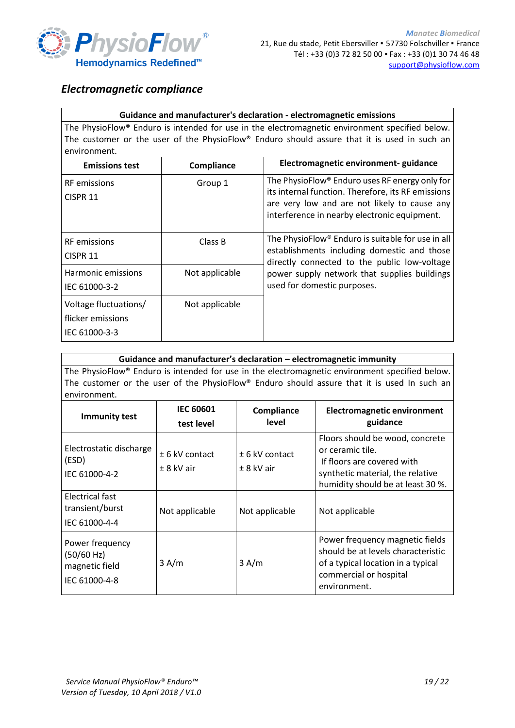## *Electromagnetic compliance*

| Guidance and manufacturer's declaration - electromagnetic emissions | | |
|---|---|---|
| The PhysioFlow® Enduro is intended for use in the electromagnetic environment specified below. The customer or the user of the PhysioFlow® Enduro should assure that it is used in such an environment. | | |
| **Emissions test** | **Compliance** | **Electromagnetic environment- guidance** |
| RF emissions<br>CISPR 11 | Group 1 | The PhysioFlow® Enduro uses RF energy only for its internal function. Therefore, its RF emissions are very low and are not likely to cause any interference in nearby electronic equipment. |
| RF emissions<br>CISPR 11 | Class B | The PhysioFlow® Enduro is suitable for use in all establishments including domestic and those directly connected to the public low-voltage power supply network that supplies buildings used for domestic purposes. |
| Harmonic emissions<br>IEC 61000-3-2 | Not applicable | |
| Voltage fluctuations/<br>flicker emissions<br>IEC 61000-3-3 | Not applicable | |

| Guidance and manufacturer's declaration – electromagnetic immunity | | | |
|---|---|---|---|
| The PhysioFlow® Enduro is intended for use in the electromagnetic environment specified below. The customer or the user of the PhysioFlow® Enduro should assure that it is used In such an environment. | | | |
| **Immunity test** | **IEC 60601 test level** | **Compliance level** | **Electromagnetic environment guidance** |
| Electrostatic discharge (ESD)<br>IEC 61000-4-2 | ± 6 kV contact<br>± 8 kV air | ± 6 kV contact<br>± 8 kV air | Floors should be wood, concrete or ceramic tile.<br>If floors are covered with synthetic material, the relative humidity should be at least 30 %. |
| Electrical fast transient/burst<br>IEC 61000-4-4 | Not applicable | Not applicable | Not applicable |
| Power frequency (50/60 Hz) magnetic field<br>IEC 61000-4-8 | 3 A/m | 3 A/m | Power frequency magnetic fields should be at levels characteristic of a typical location in a typical commercial or hospital environment. |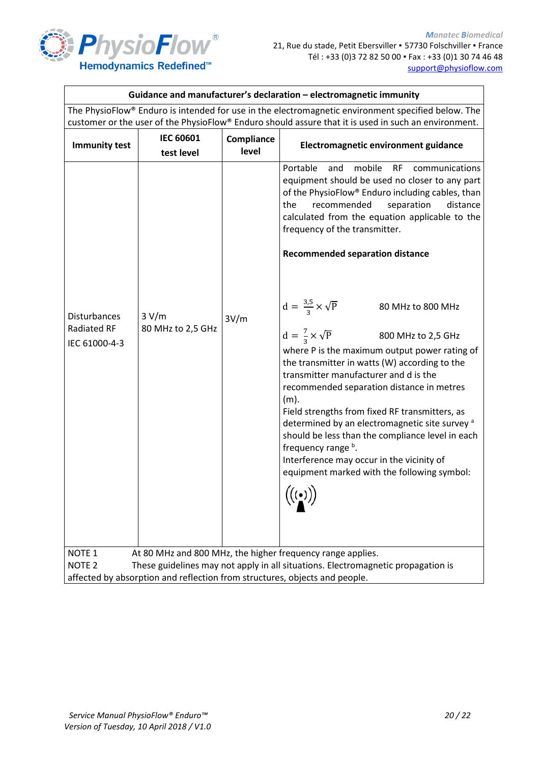| Guidance and manufacturer's declaration – electromagnetic immunity | | | |
|---|---|---|---|
| The PhysioFlow® Enduro is intended for use in the electromagnetic environment specified below. The customer or the user of the PhysioFlow® Enduro should assure that it is used in such an environment. | | | |
| **Immunity test** | **IEC 60601 test level** | **Compliance level** | **Electromagnetic environment guidance** |
| Disturbances Radiated RF IEC 61000-4-3 | 3 V/m 80 MHz to 2,5 GHz | 3V/m | Portable and mobile RF communications equipment should be used no closer to any part of the PhysioFlow® Enduro including cables, than the recommended separation distance calculated from the equation applicable to the frequency of the transmitter.<br><br>**Recommended separation distance**<br><br>$d = \frac{3,5}{3} \times \sqrt{P}$ 80 MHz to 800 MHz<br><br>$d = \frac{7}{3} \times \sqrt{P}$ 800 MHz to 2,5 GHz<br>where P is the maximum output power rating of the transmitter in watts (W) according to the transmitter manufacturer and d is the recommended separation distance in metres (m).<br>Field strengths from fixed RF transmitters, as determined by an electromagnetic site survey [a] should be less than the compliance level in each frequency range [b].<br>Interference may occur in the vicinity of equipment marked with the following symbol: |
| NOTE 1 At 80 MHz and 800 MHz, the higher frequency range applies.<br>NOTE 2 These guidelines may not apply in all situations. Electromagnetic propagation is affected by absorption and reflection from structures, objects and people. | | | |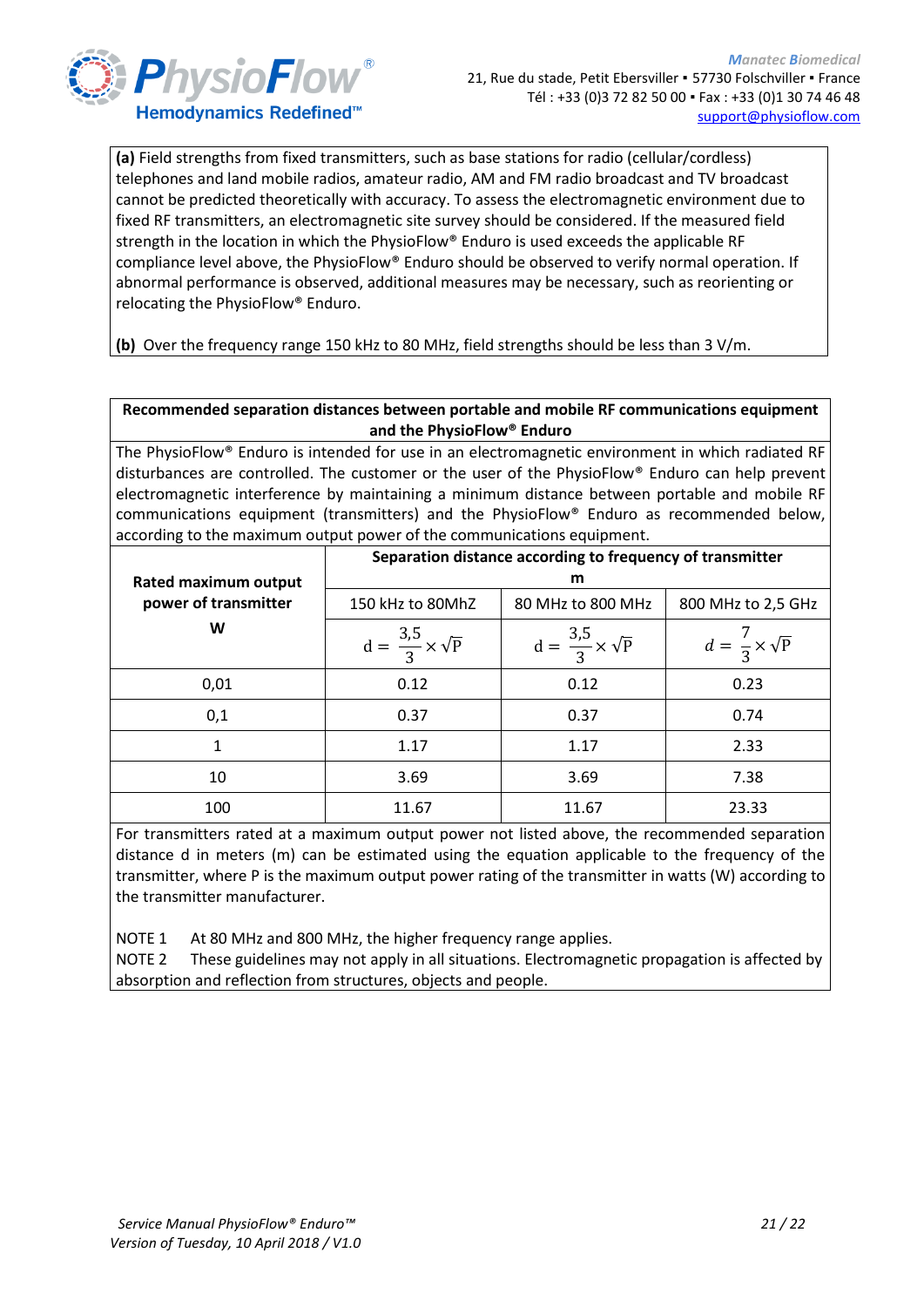**(a)** Field strengths from fixed transmitters, such as base stations for radio (cellular/cordless) telephones and land mobile radios, amateur radio, AM and FM radio broadcast and TV broadcast cannot be predicted theoretically with accuracy. To assess the electromagnetic environment due to fixed RF transmitters, an electromagnetic site survey should be considered. If the measured field strength in the location in which the PhysioFlow® Enduro is used exceeds the applicable RF compliance level above, the PhysioFlow® Enduro should be observed to verify normal operation. If abnormal performance is observed, additional measures may be necessary, such as reorienting or relocating the PhysioFlow® Enduro.

**(b)** Over the frequency range 150 kHz to 80 MHz, field strengths should be less than 3 V/m.

**Recommended separation distances between portable and mobile RF communications equipment and the PhysioFlow® Enduro**

The PhysioFlow® Enduro is intended for use in an electromagnetic environment in which radiated RF disturbances are controlled. The customer or the user of the PhysioFlow® Enduro can help prevent electromagnetic interference by maintaining a minimum distance between portable and mobile RF communications equipment (transmitters) and the PhysioFlow® Enduro as recommended below, according to the maximum output power of the communications equipment.

| Rated maximum output power of transmitter W | Separation distance according to frequency of transmitter m | | |
|---|---|---|---|
| | 150 kHz to 80MhZ | 80 MHz to 800 MHz | 800 MHz to 2,5 GHz |
| | $d = \frac{3,5}{3} \times \sqrt{P}$ | $d = \frac{3,5}{3} \times \sqrt{P}$ | $d = \frac{7}{3} \times \sqrt{P}$ |
| 0,01 | 0.12 | 0.12 | 0.23 |
| 0,1 | 0.37 | 0.37 | 0.74 |
| 1 | 1.17 | 1.17 | 2.33 |
| 10 | 3.69 | 3.69 | 7.38 |
| 100 | 11.67 | 11.67 | 23.33 |

For transmitters rated at a maximum output power not listed above, the recommended separation distance d in meters (m) can be estimated using the equation applicable to the frequency of the transmitter, where P is the maximum output power rating of the transmitter in watts (W) according to the transmitter manufacturer.

NOTE 1 At 80 MHz and 800 MHz, the higher frequency range applies.

NOTE 2 These guidelines may not apply in all situations. Electromagnetic propagation is affected by absorption and reflection from structures, objects and people.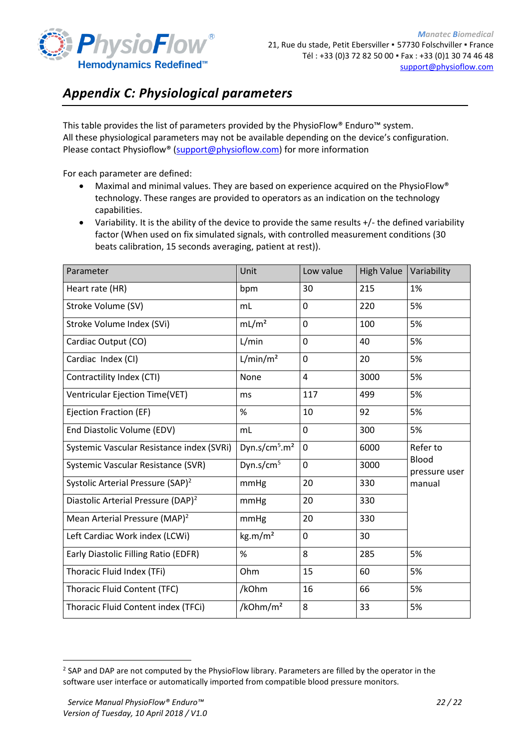## Appendix C: Physiological parameters

This table provides the list of parameters provided by the PhysioFlow® Enduro™ system.
All these physiological parameters may not be available depending on the device's configuration.
Please contact Physioflow® (support@physioflow.com) for more information

For each parameter are defined:

- Maximal and minimal values. They are based on experience acquired on the PhysioFlow® technology. These ranges are provided to operators as an indication on the technology capabilities.
- Variability. It is the ability of the device to provide the same results +/- the defined variability factor (When used on fix simulated signals, with controlled measurement conditions (30 beats calibration, 15 seconds averaging, patient at rest)).

| Parameter | Unit | Low value | High Value | Variability |
|---|---|---|---|---|
| Heart rate (HR) | bpm | 30 | 215 | 1% |
| Stroke Volume (SV) | mL | 0 | 220 | 5% |
| Stroke Volume Index (SVi) | $mL/m^2$ | 0 | 100 | 5% |
| Cardiac Output (CO) | L/min | 0 | 40 | 5% |
| Cardiac Index (CI) | $L/min/m^2$ | 0 | 20 | 5% |
| Contractility Index (CTI) | None | 4 | 3000 | 5% |
| Ventricular Ejection Time(VET) | ms | 117 | 499 | 5% |
| Ejection Fraction (EF) | % | 10 | 92 | 5% |
| End Diastolic Volume (EDV) | mL | 0 | 300 | 5% |
| Systemic Vascular Resistance index (SVRi) | $Dyn.s/cm^5.m^2$ | 0 | 6000 | Refer to Blood pressure user manual |
| Systemic Vascular Resistance (SVR) | $Dyn.s/cm^5$ | 0 | 3000 | |
| Systolic Arterial Pressure (SAP)[2] | mmHg | 20 | 330 | |
| Diastolic Arterial Pressure (DAP)[2] | mmHg | 20 | 330 | |
| Mean Arterial Pressure (MAP)[2] | mmHg | 20 | 330 | |
| Left Cardiac Work index (LCWi) | $kg.m/m^2$ | 0 | 30 | |
| Early Diastolic Filling Ratio (EDFR) | % | 8 | 285 | 5% |
| Thoracic Fluid Index (TFi) | Ohm | 15 | 60 | 5% |
| Thoracic Fluid Content (TFC) | /kOhm | 16 | 66 | 5% |
| Thoracic Fluid Content index (TFCi) | $/kOhm/m^2$ | 8 | 33 | 5% |

[2] SAP and DAP are not computed by the PhysioFlow library. Parameters are filled by the operator in the software user interface or automatically imported from compatible blood pressure monitors.